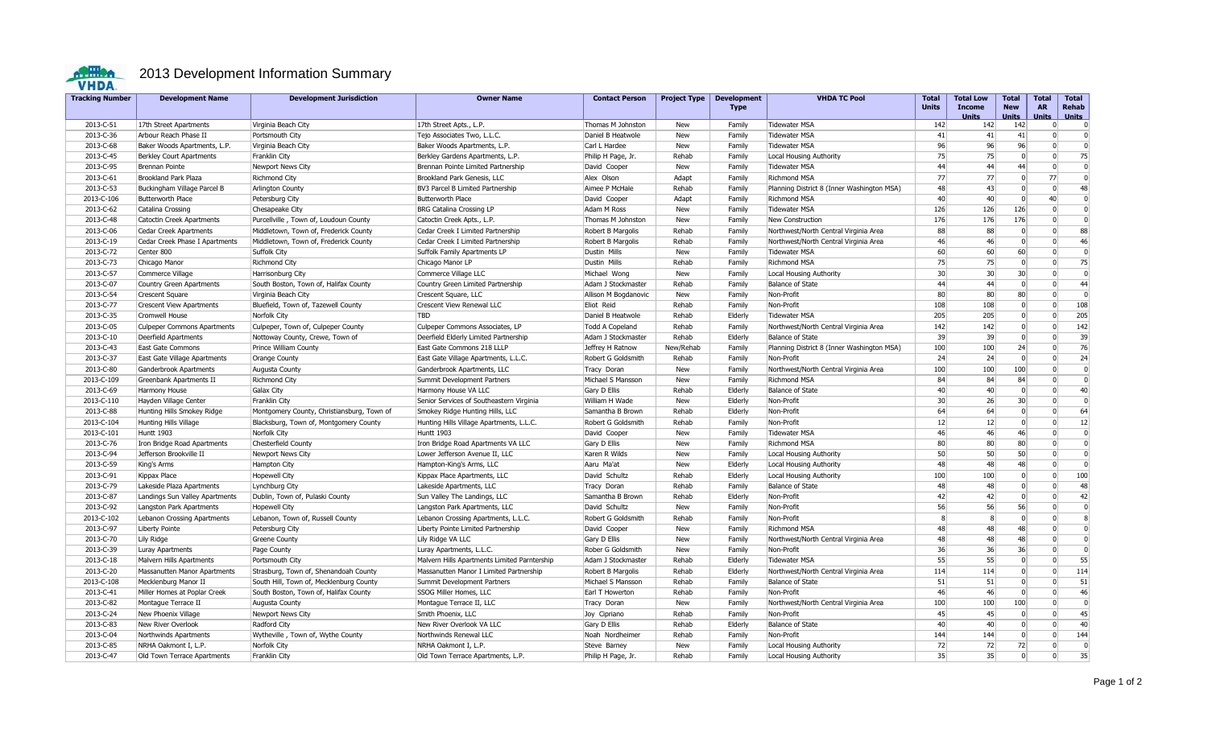# 2013 Development Information Summary

| Tracking Number | Development Name | Development Jurisdiction | Owner Name | Contact Person | Project Type | Development Type | VHDA TC Pool | Total Units | Total Low Income Units | Total New Units | Total AR Units | Total Rehab Units |
|---|---|---|---|---|---|---|---|---|---|---|---|---|
| 2013-C-51 | 17th Street Apartments | Virginia Beach City | 17th Street Apts., L.P. | Thomas M Johnston | New | Family | Tidewater MSA | 142 | 142 | 142 | 0 | 0 |
| 2013-C-36 | Arbour Reach Phase II | Portsmouth City | Tejo Associates Two, L.L.C. | Daniel B Heatwole | New | Family | Tidewater MSA | 41 | 41 | 41 | 0 | 0 |
| 2013-C-68 | Baker Woods Apartments, L.P. | Virginia Beach City | Baker Woods Apartments, L.P. | Carl L Hardee | New | Family | Tidewater MSA | 96 | 96 | 96 | 0 | 0 |
| 2013-C-45 | Berkley Court Apartments | Franklin City | Berkley Gardens Apartments, L.P. | Philip H Page, Jr. | Rehab | Family | Local Housing Authority | 75 | 75 | 0 | 0 | 75 |
| 2013-C-95 | Brennan Pointe | Newport News City | Brennan Pointe Limited Partnership | David Cooper | New | Family | Tidewater MSA | 44 | 44 | 44 | 0 | 0 |
| 2013-C-61 | Brookland Park Plaza | Richmond City | Brookland Park Genesis, LLC | Alex Olson | Adapt | Family | Richmond MSA | 77 | 77 | 0 | 77 | 0 |
| 2013-C-53 | Buckingham Village Parcel B | Arlington County | BV3 Parcel B Limited Partnership | Aimee P McHale | Rehab | Family | Planning District 8 (Inner Washington MSA) | 48 | 43 | 0 | 0 | 48 |
| 2013-C-106 | Butterworth Place | Petersburg City | Butterworth Place | David Cooper | Adapt | Family | Richmond MSA | 40 | 40 | 0 | 40 | 0 |
| 2013-C-62 | Catalina Crossing | Chesapeake City | BRG Catalina Crossing LP | Adam M Ross | New | Family | Tidewater MSA | 126 | 126 | 126 | 0 | 0 |
| 2013-C-48 | Catoctin Creek Apartments | Purcellville , Town of, Loudoun County | Catoctin Creek Apts., L.P. | Thomas M Johnston | New | Family | New Construction | 176 | 176 | 176 | 0 | 0 |
| 2013-C-06 | Cedar Creek Apartments | Middletown, Town of, Frederick County | Cedar Creek I Limited Partnership | Robert B Margolis | Rehab | Family | Northwest/North Central Virginia Area | 88 | 88 | 0 | 0 | 88 |
| 2013-C-19 | Cedar Creek Phase I Apartments | Middletown, Town of, Frederick County | Cedar Creek I Limited Partnership | Robert B Margolis | Rehab | Family | Northwest/North Central Virginia Area | 46 | 46 | 0 | 0 | 46 |
| 2013-C-72 | Center 800 | Suffolk City | Suffolk Family Apartments LP | Dustin Mills | New | Family | Tidewater MSA | 60 | 60 | 60 | 0 | 0 |
| 2013-C-73 | Chicago Manor | Richmond City | Chicago Manor LP | Dustin Mills | Rehab | Family | Richmond MSA | 75 | 75 | 0 | 0 | 75 |
| 2013-C-57 | Commerce Village | Harrisonburg City | Commerce Village LLC | Michael Wong | New | Family | Local Housing Authority | 30 | 30 | 30 | 0 | 0 |
| 2013-C-07 | Country Green Apartments | South Boston, Town of, Halifax County | Country Green Limited Partnership | Adam J Stockmaster | Rehab | Family | Balance of State | 44 | 44 | 0 | 0 | 44 |
| 2013-C-54 | Crescent Square | Virginia Beach City | Crescent Square, LLC | Allison M Bogdanovic | New | Family | Non-Profit | 80 | 80 | 80 | 0 | 0 |
| 2013-C-77 | Crescent View Apartments | Bluefield, Town of, Tazewell County | Crescent View Renewal LLC | Eliot Reid | Rehab | Family | Non-Profit | 108 | 108 | 0 | 0 | 108 |
| 2013-C-35 | Cromwell House | Norfolk City | TBD | Daniel B Heatwole | Rehab | Elderly | Tidewater MSA | 205 | 205 | 0 | 0 | 205 |
| 2013-C-05 | Culpeper Commons Apartments | Culpeper, Town of, Culpeper County | Culpeper Commons Associates, LP | Todd A Copeland | Rehab | Family | Northwest/North Central Virginia Area | 142 | 142 | 0 | 0 | 142 |
| 2013-C-10 | Deerfield Apartments | Nottoway County, Crewe, Town of | Deerfield Elderly Limited Partnership | Adam J Stockmaster | Rehab | Elderly | Balance of State | 39 | 39 | 0 | 0 | 39 |
| 2013-C-43 | East Gate Commons | Prince William County | East Gate Commons 218 LLLP | Jeffrey H Ratnow | New/Rehab | Family | Planning District 8 (Inner Washington MSA) | 100 | 100 | 24 | 0 | 76 |
| 2013-C-37 | East Gate Village Apartments | Orange County | East Gate Village Apartments, L.L.C. | Robert G Goldsmith | Rehab | Family | Non-Profit | 24 | 24 | 0 | 0 | 24 |
| 2013-C-80 | Ganderbrook Apartments | Augusta County | Ganderbrook Apartments, LLC | Tracy Doran | New | Family | Northwest/North Central Virginia Area | 100 | 100 | 100 | 0 | 0 |
| 2013-C-109 | Greenbank Apartments II | Richmond City | Summit Development Partners | Michael S Mansson | New | Family | Richmond MSA | 84 | 84 | 84 | 0 | 0 |
| 2013-C-69 | Harmony House | Galax City | Harmony House VA LLC | Gary D Ellis | Rehab | Elderly | Balance of State | 40 | 40 | 0 | 0 | 40 |
| 2013-C-110 | Hayden Village Center | Franklin City | Senior Services of Southeastern Virginia | William H Wade | New | Elderly | Non-Profit | 30 | 26 | 30 | 0 | 0 |
| 2013-C-88 | Hunting Hills Smokey Ridge | Montgomery County, Christiansburg, Town of | Smokey Ridge Hunting Hills, LLC | Samantha B Brown | Rehab | Elderly | Non-Profit | 64 | 64 | 0 | 0 | 64 |
| 2013-C-104 | Hunting Hills Village | Blacksburg, Town of, Montgomery County | Hunting Hills Village Apartments, L.L.C. | Robert G Goldsmith | Rehab | Family | Non-Profit | 12 | 12 | 0 | 0 | 12 |
| 2013-C-101 | Huntt 1903 | Norfolk City | Huntt 1903 | David Cooper | New | Family | Tidewater MSA | 46 | 46 | 46 | 0 | 0 |
| 2013-C-76 | Iron Bridge Road Apartments | Chesterfield County | Iron Bridge Road Apartments VA LLC | Gary D Ellis | New | Family | Richmond MSA | 80 | 80 | 80 | 0 | 0 |
| 2013-C-94 | Jefferson Brookville II | Newport News City | Lower Jefferson Avenue II, LLC | Karen R Wilds | New | Family | Local Housing Authority | 50 | 50 | 50 | 0 | 0 |
| 2013-C-59 | King's Arms | Hampton City | Hampton-King's Arms, LLC | Aaru Ma'at | New | Elderly | Local Housing Authority | 48 | 48 | 48 | 0 | 0 |
| 2013-C-91 | Kippax Place | Hopewell City | Kippax Place Apartments, LLC | David Schultz | Rehab | Elderly | Local Housing Authority | 100 | 100 | 0 | 0 | 100 |
| 2013-C-79 | Lakeside Plaza Apartments | Lynchburg City | Lakeside Apartments, LLC | Tracy Doran | Rehab | Family | Balance of State | 48 | 48 | 0 | 0 | 48 |
| 2013-C-87 | Landings Sun Valley Apartments | Dublin, Town of, Pulaski County | Sun Valley The Landings, LLC | Samantha B Brown | Rehab | Elderly | Non-Profit | 42 | 42 | 0 | 0 | 42 |
| 2013-C-92 | Langston Park Apartments | Hopewell City | Langston Park Apartments, LLC | David Schultz | New | Family | Non-Profit | 56 | 56 | 56 | 0 | 0 |
| 2013-C-102 | Lebanon Crossing Apartments | Lebanon, Town of, Russell County | Lebanon Crossing Apartments, L.L.C. | Robert G Goldsmith | Rehab | Family | Non-Profit | 8 | 8 | 0 | 0 | 8 |
| 2013-C-97 | Liberty Pointe | Petersburg City | Liberty Pointe Limited Partnership | David Cooper | New | Family | Richmond MSA | 48 | 48 | 48 | 0 | 0 |
| 2013-C-70 | Lily Ridge | Greene County | Lily Ridge VA LLC | Gary D Ellis | New | Family | Northwest/North Central Virginia Area | 48 | 48 | 48 | 0 | 0 |
| 2013-C-39 | Luray Apartments | Page County | Luray Apartments, L.L.C. | Rober G Goldsmith | New | Family | Non-Profit | 36 | 36 | 36 | 0 | 0 |
| 2013-C-18 | Malvern Hills Apartments | Portsmouth City | Malvern Hills Apartments Limited Parntership | Adam J Stockmaster | Rehab | Elderly | Tidewater MSA | 55 | 55 | 0 | 0 | 55 |
| 2013-C-20 | Massanutten Manor Apartments | Strasburg, Town of, Shenandoah County | Massanutten Manor I Limited Partnership | Robert B Margolis | Rehab | Elderly | Northwest/North Central Virginia Area | 114 | 114 | 0 | 0 | 114 |
| 2013-C-108 | Mecklenburg Manor II | South Hill, Town of, Mecklenburg County | Summit Development Partners | Michael S Mansson | Rehab | Family | Balance of State | 51 | 51 | 0 | 0 | 51 |
| 2013-C-41 | Miller Homes at Poplar Creek | South Boston, Town of, Halifax County | SSOG Miller Homes, LLC | Earl T Howerton | Rehab | Family | Non-Profit | 46 | 46 | 0 | 0 | 46 |
| 2013-C-82 | Montague Terrace II | Augusta County | Montague Terrace II, LLC | Tracy Doran | New | Family | Northwest/North Central Virginia Area | 100 | 100 | 100 | 0 | 0 |
| 2013-C-24 | New Phoenix Village | Newport News City | Smith Phoenix, LLC | Joy Cipriano | Rehab | Family | Non-Profit | 45 | 45 | 0 | 0 | 45 |
| 2013-C-83 | New River Overlook | Radford City | New River Overlook VA LLC | Gary D Ellis | Rehab | Elderly | Balance of State | 40 | 40 | 0 | 0 | 40 |
| 2013-C-04 | Northwinds Apartments | Wytheville , Town of, Wythe County | Northwinds Renewal LLC | Noah Nordheimer | Rehab | Family | Non-Profit | 144 | 144 | 0 | 0 | 144 |
| 2013-C-85 | NRHA Oakmont I, L.P. | Norfolk City | NRHA Oakmont I, L.P. | Steve Barney | New | Family | Local Housing Authority | 72 | 72 | 72 | 0 | 0 |
| 2013-C-47 | Old Town Terrace Apartments | Franklin City | Old Town Terrace Apartments, L.P. | Philip H Page, Jr. | Rehab | Family | Local Housing Authority | 35 | 35 | 0 | 0 | 35 |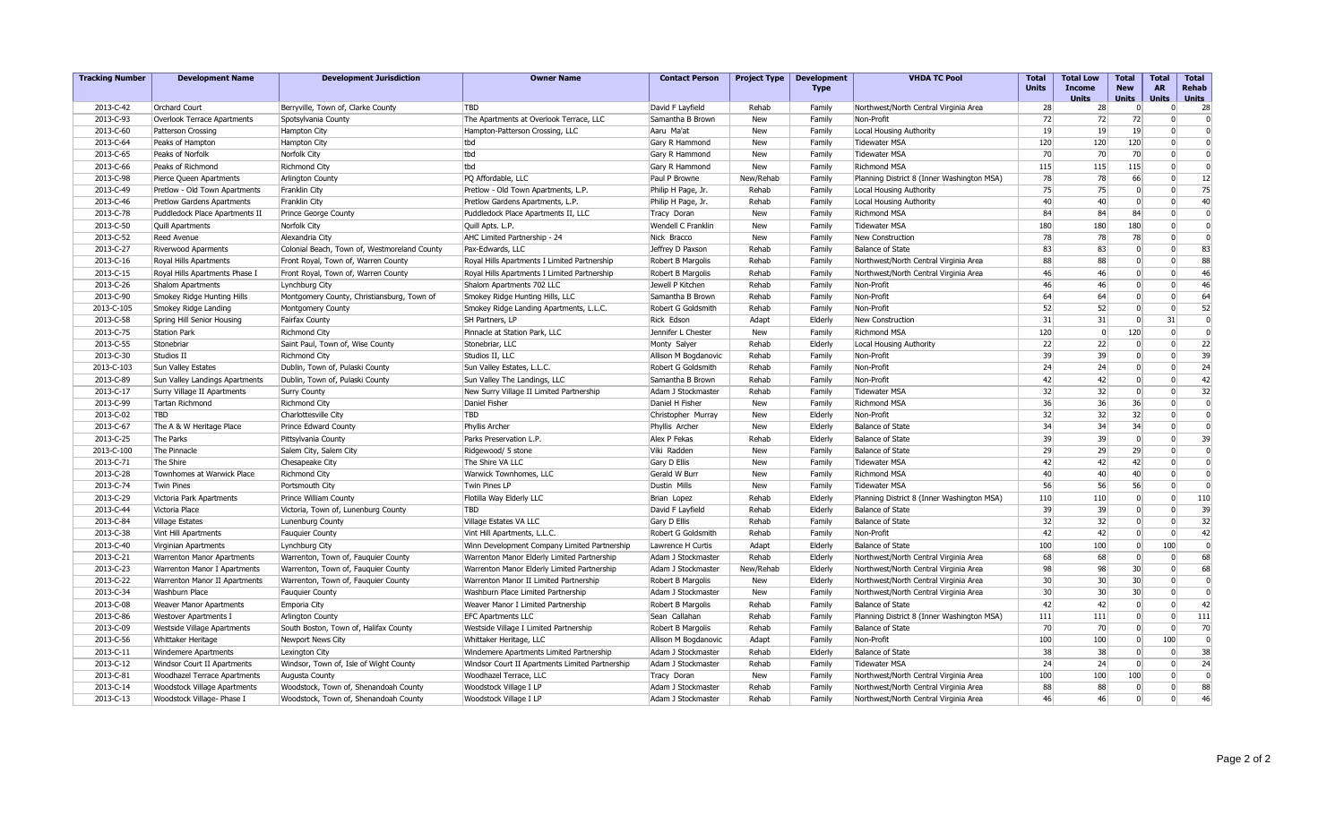| Tracking Number | Development Name | Development Jurisdiction | Owner Name | Contact Person | Project Type | Development Type | VHDA TC Pool | Total Units | Total Low Income Units | Total New Units | Total AR Units | Total Rehab Units |
|---|---|---|---|---|---|---|---|---|---|---|---|---|
| 2013-C-42 | Orchard Court | Berryville, Town of, Clarke County | TBD | David F Layfield | Rehab | Family | Northwest/North Central Virginia Area | 28 | 28 | 0 | 0 | 28 |
| 2013-C-93 | Overlook Terrace Apartments | Spotsylvania County | The Apartments at Overlook Terrace, LLC | Samantha B Brown | New | Family | Non-Profit | 72 | 72 | 72 | 0 | 0 |
| 2013-C-60 | Patterson Crossing | Hampton City | Hampton-Patterson Crossing, LLC | Aaru Ma'at | New | Family | Local Housing Authority | 19 | 19 | 19 | 0 | 0 |
| 2013-C-64 | Peaks of Hampton | Hampton City | tbd | Gary R Hammond | New | Family | Tidewater MSA | 120 | 120 | 120 | 0 | 0 |
| 2013-C-65 | Peaks of Norfolk | Norfolk City | tbd | Gary R Hammond | New | Family | Tidewater MSA | 70 | 70 | 70 | 0 | 0 |
| 2013-C-66 | Peaks of Richmond | Richmond City | tbd | Gary R Hammond | New | Family | Richmond MSA | 115 | 115 | 115 | 0 | 0 |
| 2013-C-98 | Pierce Queen Apartments | Arlington County | PQ Affordable, LLC | Paul P Browne | New/Rehab | Family | Planning District 8 (Inner Washington MSA) | 78 | 78 | 66 | 0 | 12 |
| 2013-C-49 | Pretlow - Old Town Apartments | Franklin City | Pretlow - Old Town Apartments, L.P. | Philip H Page, Jr. | Rehab | Family | Local Housing Authority | 75 | 75 | 0 | 0 | 75 |
| 2013-C-46 | Pretlow Gardens Apartments | Franklin City | Pretlow Gardens Apartments, L.P. | Philip H Page, Jr. | Rehab | Family | Local Housing Authority | 40 | 40 | 0 | 0 | 40 |
| 2013-C-78 | Puddledock Place Apartments II | Prince George County | Puddledock Place Apartments II, LLC | Tracy Doran | New | Family | Richmond MSA | 84 | 84 | 84 | 0 | 0 |
| 2013-C-50 | Quill Apartments | Norfolk City | Quill Apts. L.P. | Wendell C Franklin | New | Family | Tidewater MSA | 180 | 180 | 180 | 0 | 0 |
| 2013-C-52 | Reed Avenue | Alexandria City | AHC Limited Partnership - 24 | Nick Bracco | New | Family | New Construction | 78 | 78 | 78 | 0 | 0 |
| 2013-C-27 | Riverwood Aparments | Colonial Beach, Town of, Westmoreland County | Pax-Edwards, LLC | Jeffrey D Paxson | Rehab | Family | Balance of State | 83 | 83 | 0 | 0 | 83 |
| 2013-C-16 | Royal Hills Apartments | Front Royal, Town of, Warren County | Royal Hills Apartments I Limited Partnership | Robert B Margolis | Rehab | Family | Northwest/North Central Virginia Area | 88 | 88 | 0 | 0 | 88 |
| 2013-C-15 | Royal Hills Apartments Phase I | Front Royal, Town of, Warren County | Royal Hills Apartments I Limited Partnership | Robert B Margolis | Rehab | Family | Northwest/North Central Virginia Area | 46 | 46 | 0 | 0 | 46 |
| 2013-C-26 | Shalom Apartments | Lynchburg City | Shalom Apartments 702 LLC | Jewell P Kitchen | Rehab | Family | Non-Profit | 46 | 46 | 0 | 0 | 46 |
| 2013-C-90 | Smokey Ridge Hunting Hills | Montgomery County, Christiansburg, Town of | Smokey Ridge Hunting Hills, LLC | Samantha B Brown | Rehab | Family | Non-Profit | 64 | 64 | 0 | 0 | 64 |
| 2013-C-105 | Smokey Ridge Landing | Montgomery County | Smokey Ridge Landing Apartments, L.L.C. | Robert G Goldsmith | Rehab | Family | Non-Profit | 52 | 52 | 0 | 0 | 52 |
| 2013-C-58 | Spring Hill Senior Housing | Fairfax County | SH Partners, LP | Rick Edson | Adapt | Elderly | New Construction | 31 | 31 | 0 | 31 | 0 |
| 2013-C-75 | Station Park | Richmond City | Pinnacle at Station Park, LLC | Jennifer L Chester | New | Family | Richmond MSA | 120 | 0 | 120 | 0 | 0 |
| 2013-C-55 | Stonebriar | Saint Paul, Town of, Wise County | Stonebriar, LLC | Monty Salyer | Rehab | Elderly | Local Housing Authority | 22 | 22 | 0 | 0 | 22 |
| 2013-C-30 | Studios II | Richmond City | Studios II, LLC | Allison M Bogdanovic | Rehab | Family | Non-Profit | 39 | 39 | 0 | 0 | 39 |
| 2013-C-103 | Sun Valley Estates | Dublin, Town of, Pulaski County | Sun Valley Estates, L.L.C. | Robert G Goldsmith | Rehab | Family | Non-Profit | 24 | 24 | 0 | 0 | 24 |
| 2013-C-89 | Sun Valley Landings Apartments | Dublin, Town of, Pulaski County | Sun Valley The Landings, LLC | Samantha B Brown | Rehab | Family | Non-Profit | 42 | 42 | 0 | 0 | 42 |
| 2013-C-17 | Surry Village II Apartments | Surry County | New Surry Village II Limited Partnership | Adam J Stockmaster | Rehab | Family | Tidewater MSA | 32 | 32 | 0 | 0 | 32 |
| 2013-C-99 | Tartan Richmond | Richmond City | Daniel Fisher | Daniel H Fisher | New | Family | Richmond MSA | 36 | 36 | 36 | 0 | 0 |
| 2013-C-02 | TBD | Charlottesville City | TBD | Christopher Murray | New | Elderly | Non-Profit | 32 | 32 | 32 | 0 | 0 |
| 2013-C-67 | The A & W Heritage Place | Prince Edward County | Phyllis Archer | Phyllis Archer | New | Elderly | Balance of State | 34 | 34 | 34 | 0 | 0 |
| 2013-C-25 | The Parks | Pittsylvania County | Parks Preservation L.P. | Alex P Fekas | Rehab | Elderly | Balance of State | 39 | 39 | 0 | 0 | 39 |
| 2013-C-100 | The Pinnacle | Salem City, Salem City | Ridgewood/ 5 stone | Viki Radden | New | Elderly | Balance of State | 29 | 29 | 29 | 0 | 0 |
| 2013-C-71 | The Shire | Chesapeake City | The Shire VA LLC | Gary D Ellis | New | Family | Tidewater MSA | 42 | 42 | 42 | 0 | 0 |
| 2013-C-28 | Townhomes at Warwick Place | Richmond City | Warwick Townhomes, LLC | Gerald W Burr | New | Family | Richmond MSA | 40 | 40 | 40 | 0 | 0 |
| 2013-C-74 | Twin Pines | Portsmouth City | Twin Pines LP | Dustin Mills | New | Family | Tidewater MSA | 56 | 56 | 56 | 0 | 0 |
| 2013-C-29 | Victoria Park Apartments | Prince William County | Flotilla Way Elderly LLC | Brian Lopez | Rehab | Elderly | Planning District 8 (Inner Washington MSA) | 110 | 110 | 0 | 0 | 110 |
| 2013-C-44 | Victoria Place | Victoria, Town of, Lunenburg County | TBD | David F Layfield | Rehab | Elderly | Balance of State | 39 | 39 | 0 | 0 | 39 |
| 2013-C-84 | Village Estates | Lunenburg County | Village Estates VA LLC | Gary D Ellis | Rehab | Family | Balance of State | 32 | 32 | 0 | 0 | 32 |
| 2013-C-38 | Vint Hill Apartments | Fauquier County | Vint Hill Apartments, L.L.C. | Robert G Goldsmith | Rehab | Family | Non-Profit | 42 | 42 | 0 | 0 | 42 |
| 2013-C-40 | Virginian Apartments | Lynchburg City | Winn Development Company Limited Partnership | Lawrence H Curtis | Adapt | Elderly | Balance of State | 100 | 100 | 0 | 100 | 0 |
| 2013-C-21 | Warrenton Manor Apartments | Warrenton, Town of, Fauquier County | Warrenton Manor Elderly Limited Partnership | Adam J Stockmaster | Rehab | Elderly | Northwest/North Central Virginia Area | 68 | 68 | 0 | 0 | 68 |
| 2013-C-23 | Warrenton Manor I Apartments | Warrenton, Town of, Fauquier County | Warrenton Manor Elderly Limited Partnership | Adam J Stockmaster | New/Rehab | Elderly | Northwest/North Central Virginia Area | 98 | 98 | 30 | 0 | 68 |
| 2013-C-22 | Warrenton Manor II Apartments | Warrenton, Town of, Fauquier County | Warrenton Manor II Limited Partnership | Robert B Margolis | New | Elderly | Northwest/North Central Virginia Area | 30 | 30 | 30 | 0 | 0 |
| 2013-C-34 | Washburn Place | Fauquier County | Washburn Place Limited Partnership | Adam J Stockmaster | New | Family | Northwest/North Central Virginia Area | 30 | 30 | 30 | 0 | 0 |
| 2013-C-08 | Weaver Manor Apartments | Emporia City | Weaver Manor I Limited Partnership | Robert B Margolis | Rehab | Elderly | Balance of State | 42 | 42 | 0 | 0 | 42 |
| 2013-C-86 | Westover Apartments I | Arlington County | EFC Apartments LLC | Sean Callahan | Rehab | Family | Planning District 8 (Inner Washington MSA) | 111 | 111 | 0 | 0 | 111 |
| 2013-C-09 | Westside Village Apartments | South Boston, Town of, Halifax County | Westside Village I Limited Partnership | Robert B Margolis | Rehab | Family | Balance of State | 70 | 70 | 0 | 0 | 70 |
| 2013-C-56 | Whittaker Heritage | Newport News City | Whittaker Heritage, LLC | Allison M Bogdanovic | Adapt | Family | Non-Profit | 100 | 100 | 0 | 100 | 0 |
| 2013-C-11 | Windemere Apartments | Lexington City | Windemere Apartments Limited Partnership | Adam J Stockmaster | Rehab | Elderly | Balance of State | 38 | 38 | 0 | 0 | 38 |
| 2013-C-12 | Windsor Court II Apartments | Windsor, Town of, Isle of Wight County | Windsor Court II Apartments Limited Partnership | Adam J Stockmaster | Rehab | Family | Tidewater MSA | 24 | 24 | 0 | 0 | 24 |
| 2013-C-81 | Woodhazel Terrace Apartments | Augusta County | Woodhazel Terrace, LLC | Tracy Doran | New | Family | Northwest/North Central Virginia Area | 100 | 100 | 100 | 0 | 0 |
| 2013-C-14 | Woodstock Village Apartments | Woodstock, Town of, Shenandoah County | Woodstock Village I LP | Adam J Stockmaster | Rehab | Family | Northwest/North Central Virginia Area | 88 | 88 | 0 | 0 | 88 |
| 2013-C-13 | Woodstock Village- Phase I | Woodstock, Town of, Shenandoah County | Woodstock Village I LP | Adam J Stockmaster | Rehab | Family | Northwest/North Central Virginia Area | 46 | 46 | 0 | 0 | 46 |